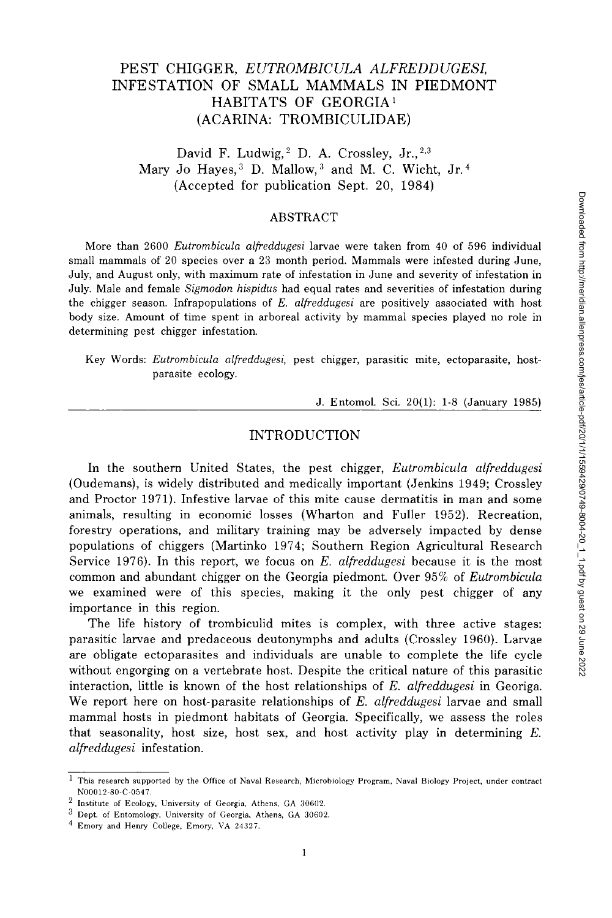# PEST CHIGGER, *EUTROMBICULA ALFREDDUGESI*, INFESTATION OF SMALL MAMMALS IN PIEDMONT HABITATS OF GEORGIA[1] (ACARINA: TROMBICULIDAE)

David F. Ludwig,[2] D. A. Crossley, Jr.,[2,3] Mary Jo Hayes,[3] D. Mallow,[3] and M. C. Wicht, Jr.[4]

(Accepted for publication Sept. 20, 1984)

## ABSTRACT

More than 2600 *Eutrombicula alfreddugesi* larvae were taken from 40 of 596 individual small mammals of 20 species over a 23 month period. Mammals were infested during June, July, and August only, with maximum rate of infestation in June and severity of infestation in July. Male and female *Sigmodon hispidus* had equal rates and severities of infestation during the chigger season. Infrapopulations of *E. alfreddugesi* are positively associated with host body size. Amount of time spent in arboreal activity by mammal species played no role in determining pest chigger infestation.

Key Words: *Eutrombicula alfreddugesi*, pest chigger, parasitic mite, ectoparasite, host-parasite ecology.

## INTRODUCTION

In the southern United States, the pest chigger, *Eutrombicula alfreddugesi* (Oudemans), is widely distributed and medically important (Jenkins 1949; Crossley and Proctor 1971). Infestive larvae of this mite cause dermatitis in man and some animals, resulting in economic losses (Wharton and Fuller 1952). Recreation, forestry operations, and military training may be adversely impacted by dense populations of chiggers (Martinko 1974; Southern Region Agricultural Research Service 1976). In this report, we focus on *E. alfreddugesi* because it is the most common and abundant chigger on the Georgia piedmont. Over 95% of *Eutrombicula* we examined were of this species, making it the only pest chigger of any importance in this region.

The life history of trombiculid mites is complex, with three active stages: parasitic larvae and predaceous deutonymphs and adults (Crossley 1960). Larvae are obligate ectoparasites and individuals are unable to complete the life cycle without engorging on a vertebrate host. Despite the critical nature of this parasitic interaction, little is known of the host relationships of *E. alfreddugesi* in Georiga. We report here on host-parasite relationships of *E. alfreddugesi* larvae and small mammal hosts in piedmont habitats of Georgia. Specifically, we assess the roles that seasonality, host size, host sex, and host activity play in determining *E. alfreddugesi* infestation.

---

[1] This research supported by the Office of Naval Research, Microbiology Program, Naval Biology Project, under contract N00012-80-C-0547.

[2] Institute of Ecology, University of Georgia, Athens, GA 30602.

[3] Dept. of Entomology, University of Georgia, Athens, GA 30602.

[4] Emory and Henry College, Emory, VA 24327.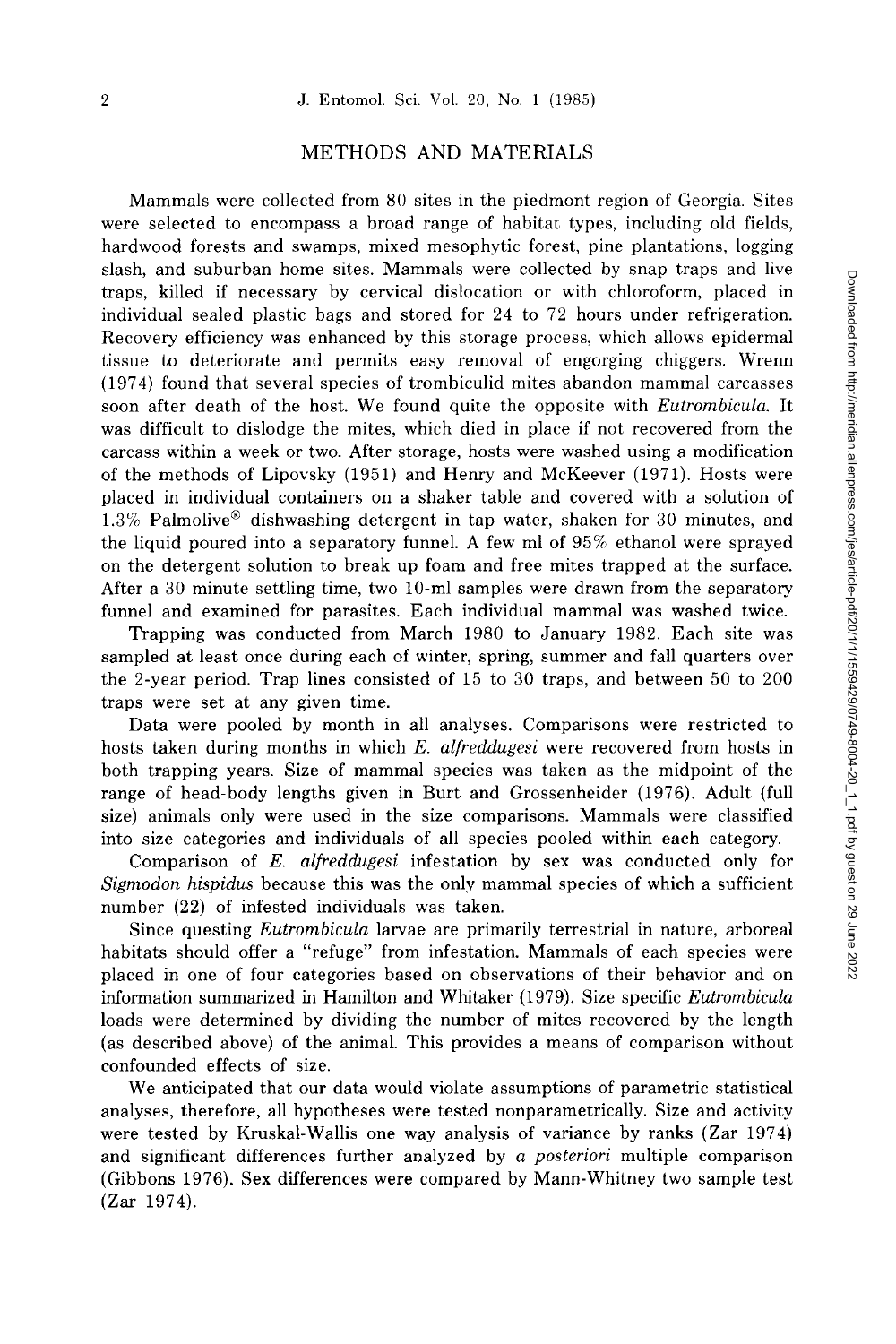## METHODS AND MATERIALS

Mammals were collected from 80 sites in the piedmont region of Georgia. Sites were selected to encompass a broad range of habitat types, including old fields, hardwood forests and swamps, mixed mesophytic forest, pine plantations, logging slash, and suburban home sites. Mammals were collected by snap traps and live traps, killed if necessary by cervical dislocation or with chloroform, placed in individual sealed plastic bags and stored for 24 to 72 hours under refrigeration. Recovery efficiency was enhanced by this storage process, which allows epidermal tissue to deteriorate and permits easy removal of engorging chiggers. Wrenn (1974) found that several species of trombiculid mites abandon mammal carcasses soon after death of the host. We found quite the opposite with *Eutrombicula*. It was difficult to dislodge the mites, which died in place if not recovered from the carcass within a week or two. After storage, hosts were washed using a modification of the methods of Lipovsky (1951) and Henry and McKeever (1971). Hosts were placed in individual containers on a shaker table and covered with a solution of 1.3% Palmolive® dishwashing detergent in tap water, shaken for 30 minutes, and the liquid poured into a separatory funnel. A few ml of 95% ethanol were sprayed on the detergent solution to break up foam and free mites trapped at the surface. After a 30 minute settling time, two 10-ml samples were drawn from the separatory funnel and examined for parasites. Each individual mammal was washed twice.

Trapping was conducted from March 1980 to January 1982. Each site was sampled at least once during each of winter, spring, summer and fall quarters over the 2-year period. Trap lines consisted of 15 to 30 traps, and between 50 to 200 traps were set at any given time.

Data were pooled by month in all analyses. Comparisons were restricted to hosts taken during months in which *E. alfreddugesi* were recovered from hosts in both trapping years. Size of mammal species was taken as the midpoint of the range of head-body lengths given in Burt and Grossenheider (1976). Adult (full size) animals only were used in the size comparisons. Mammals were classified into size categories and individuals of all species pooled within each category.

Comparison of *E. alfreddugesi* infestation by sex was conducted only for *Sigmodon hispidus* because this was the only mammal species of which a sufficient number (22) of infested individuals was taken.

Since questing *Eutrombicula* larvae are primarily terrestrial in nature, arboreal habitats should offer a "refuge" from infestation. Mammals of each species were placed in one of four categories based on observations of their behavior and on information summarized in Hamilton and Whitaker (1979). Size specific *Eutrombicula* loads were determined by dividing the number of mites recovered by the length (as described above) of the animal. This provides a means of comparison without confounded effects of size.

We anticipated that our data would violate assumptions of parametric statistical analyses, therefore, all hypotheses were tested nonparametrically. Size and activity were tested by Kruskal-Wallis one way analysis of variance by ranks (Zar 1974) and significant differences further analyzed by *a posteriori* multiple comparison (Gibbons 1976). Sex differences were compared by Mann-Whitney two sample test (Zar 1974).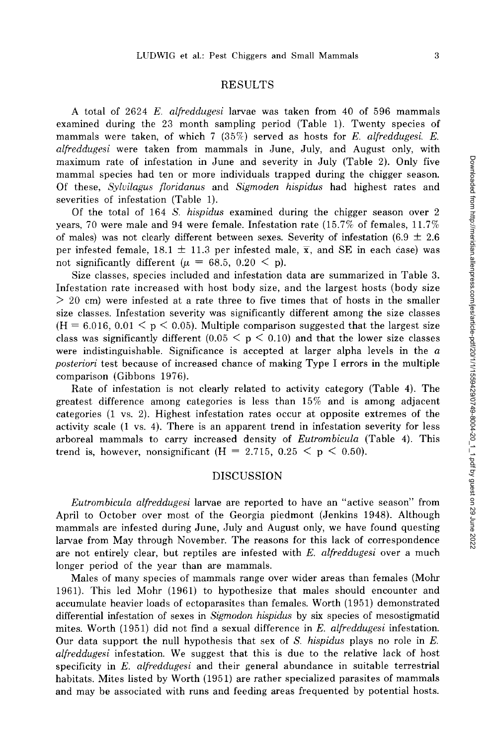## RESULTS

A total of 2624 *E. alfreddugesi* larvae was taken from 40 of 596 mammals examined during the 23 month sampling period (Table 1). Twenty species of mammals were taken, of which 7 (35%) served as hosts for *E. alfreddugesi. E. alfreddugesi* were taken from mammals in June, July, and August only, with maximum rate of infestation in June and severity in July (Table 2). Only five mammal species had ten or more individuals trapped during the chigger season. Of these, *Sylvilagus floridanus* and *Sigmoden hispidus* had highest rates and severities of infestation (Table 1).

Of the total of 164 *S. hispidus* examined during the chigger season over 2 years, 70 were male and 94 were female. Infestation rate (15.7% of females, 11.7% of males) was not clearly different between sexes. Severity of infestation (6.9 ± 2.6 per infested female, 18.1 ± 11.3 per infested male, $\bar{x}$, and SE in each case) was not significantly different ($\mu = 68.5$, $0.20 < p$).

Size classes, species included and infestation data are summarized in Table 3. Infestation rate increased with host body size, and the largest hosts (body size > 20 cm) were infested at a rate three to five times that of hosts in the smaller size classes. Infestation severity was significantly different among the size classes ($H = 6.016$, $0.01 < p < 0.05$). Multiple comparison suggested that the largest size class was significantly different ($0.05 < p < 0.10$) and that the lower size classes were indistinguishable. Significance is accepted at larger alpha levels in the *a posteriori* test because of increased chance of making Type I errors in the multiple comparison (Gibbons 1976).

Rate of infestation is not clearly related to activity category (Table 4). The greatest difference among categories is less than 15% and is among adjacent categories (1 vs. 2). Highest infestation rates occur at opposite extremes of the activity scale (1 vs. 4). There is an apparent trend in infestation severity for less arboreal mammals to carry increased density of *Eutrombicula* (Table 4). This trend is, however, nonsignificant ($H = 2.715$, $0.25 < p < 0.50$).

## DISCUSSION

*Eutrombicula alfreddugesi* larvae are reported to have an "active season" from April to October over most of the Georgia piedmont (Jenkins 1948). Although mammals are infested during June, July and August only, we have found questing larvae from May through November. The reasons for this lack of correspondence are not entirely clear, but reptiles are infested with *E. alfreddugesi* over a much longer period of the year than are mammals.

Males of many species of mammals range over wider areas than females (Mohr 1961). This led Mohr (1961) to hypothesize that males should encounter and accumulate heavier loads of ectoparasites than females. Worth (1951) demonstrated differential infestation of sexes in *Sigmodon hispidus* by six species of mesostigmatid mites. Worth (1951) did not find a sexual difference in *E. alfreddugesi* infestation. Our data support the null hypothesis that sex of *S. hispidus* plays no role in *E. alfreddugesi* infestation. We suggest that this is due to the relative lack of host specificity in *E. alfreddugesi* and their general abundance in suitable terrestrial habitats. Mites listed by Worth (1951) are rather specialized parasites of mammals and may be associated with runs and feeding areas frequented by potential hosts.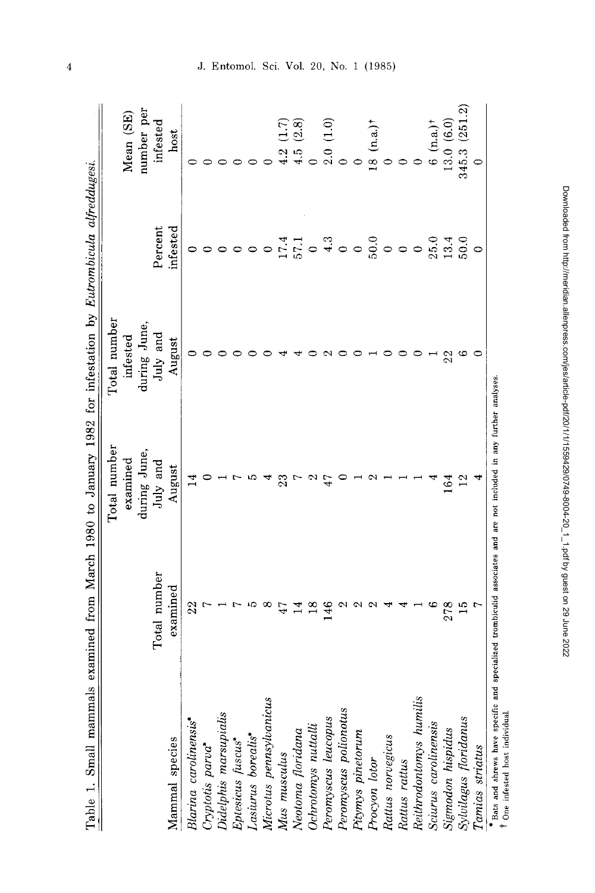Table 1. Small mammals examined from March 1980 to January 1982 for infestation by *Eutrombicula alfreddugesi*.

| Mammal species | Total number examined | Total number examined during June, July and August | Total number infested during June, July and August | Percent infested | Mean (SE) number per infested host |
|---|---|---|---|---|---|
| *Blarina carolinensis** | 22 | 14 | 0 | 0 | 0 |
| *Cryptotis parva** | 7 | 0 | 0 | 0 | 0 |
| *Didelphis marsupialis* | 1 | 1 | 0 | 0 | 0 |
| *Eptesicus fuscus** | 7 | 7 | 0 | 0 | 0 |
| *Lasiurus borealis** | 5 | 5 | 0 | 0 | 0 |
| *Microtus pennsylvanicus* | 8 | 4 | 0 | 0 | 0 |
| *Mus musculus* | 47 | 23 | 4 | 17.4 | 4.2 (1.7) |
| *Neotoma floridana* | 14 | 7 | 4 | 57.1 | 4.5 (2.8) |
| *Ochrotomys nuttalli* | 18 | 2 | 0 | 0 | 0 |
| *Peromyscus leucopus* | 146 | 47 | 2 | 4.3 | 2.0 (1.0) |
| *Peromyscus polionotus* | 2 | 0 | 0 | 0 | 0 |
| *Pitymys pinetorum* | 2 | 1 | 0 | 0 | 0 |
| *Procyon lotor* | 2 | 2 | 1 | 50.0 | 18 (n.a.)† |
| *Rattus norvegicus* | 4 | 1 | 0 | 0 | 0 |
| *Rattus rattus* | 4 | 1 | 0 | 0 | 0 |
| *Reithrodontomys humilis* | 1 | 1 | 0 | 0 | 0 |
| *Sciurus carolinensis* | 6 | 4 | 1 | 25.0 | 6 (n.a.)† |
| *Sigmodon hispidus* | 278 | 164 | 22 | 13.4 | 13.0 (6.0) |
| *Sylvilagus floridanus* | 15 | 12 | 6 | 50.0 | 345.3 (251.2) |
| *Tamias striatus* | 7 | 4 | 0 | 0 | 0 |

\* Bats and shrews have specific and specialized trombiculid associates and are not included in any further analyses.
† One infested host individual.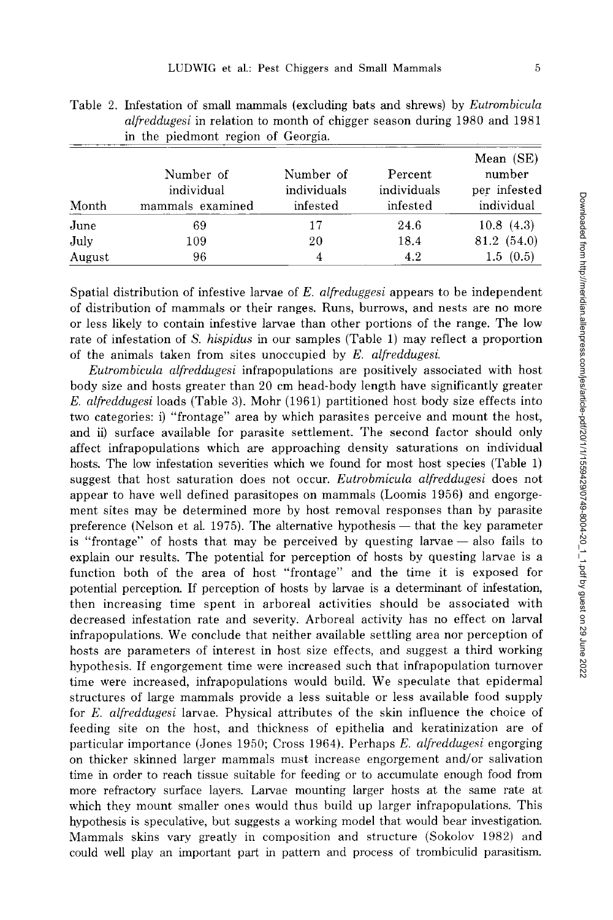Table 2. Infestation of small mammals (excluding bats and shrews) by *Eutrombicula alfreddugesi* in relation to month of chigger season during 1980 and 1981 in the piedmont region of Georgia.

| Month | Number of individual mammals examined | Number of individuals infested | Percent individuals infested | Mean (SE) number per infested individual |
|---|---|---|---|---|
| June | 69 | 17 | 24.6 | 10.8 (4.3) |
| July | 109 | 20 | 18.4 | 81.2 (54.0) |
| August | 96 | 4 | 4.2 | 1.5 (0.5) |

Spatial distribution of infestive larvae of *E. alfreduggesi* appears to be independent of distribution of mammals or their ranges. Runs, burrows, and nests are no more or less likely to contain infestive larvae than other portions of the range. The low rate of infestation of *S. hispidus* in our samples (Table 1) may reflect a proportion of the animals taken from sites unoccupied by *E. alfreddugesi*.

*Eutrombicula alfreddugesi* infrapopulations are positively associated with host body size and hosts greater than 20 cm head-body length have significantly greater *E. alfreddugesi* loads (Table 3). Mohr (1961) partitioned host body size effects into two categories: i) "frontage" area by which parasites perceive and mount the host, and ii) surface available for parasite settlement. The second factor should only affect infrapopulations which are approaching density saturations on individual hosts. The low infestation severities which we found for most host species (Table 1) suggest that host saturation does not occur. *Eutrobmicula alfreddugesi* does not appear to have well defined parasitopes on mammals (Loomis 1956) and engorgement sites may be determined more by host removal responses than by parasite preference (Nelson et al. 1975). The alternative hypothesis — that the key parameter is "frontage" of hosts that may be perceived by questing larvae — also fails to explain our results. The potential for perception of hosts by questing larvae is a function both of the area of host "frontage" and the time it is exposed for potential perception. If perception of hosts by larvae is a determinant of infestation, then increasing time spent in arboreal activities should be associated with decreased infestation rate and severity. Arboreal activity has no effect on larval infrapopulations. We conclude that neither available settling area nor perception of hosts are parameters of interest in host size effects, and suggest a third working hypothesis. If engorgement time were increased such that infrapopulation turnover time were increased, infrapopulations would build. We speculate that epidermal structures of large mammals provide a less suitable or less available food supply for *E. alfreddugesi* larvae. Physical attributes of the skin influence the choice of feeding site on the host, and thickness of epithelia and keratinization are of particular importance (Jones 1950; Cross 1964). Perhaps *E. alfreddugesi* engorging on thicker skinned larger mammals must increase engorgement and/or salivation time in order to reach tissue suitable for feeding or to accumulate enough food from more refractory surface layers. Larvae mounting larger hosts at the same rate at which they mount smaller ones would thus build up larger infrapopulations. This hypothesis is speculative, but suggests a working model that would bear investigation. Mammals skins vary greatly in composition and structure (Sokolov 1982) and could well play an important part in pattern and process of trombiculid parasitism.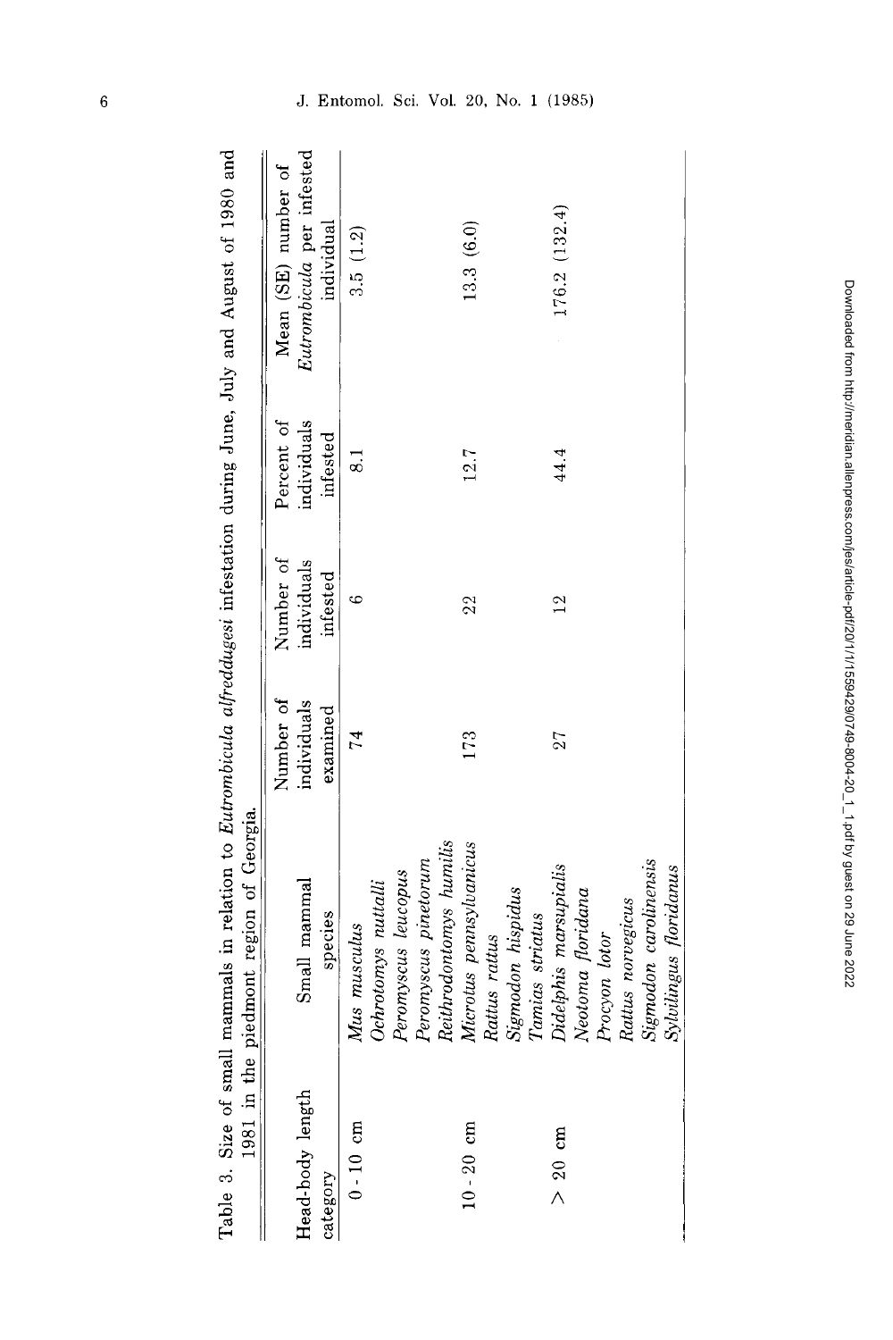Table 3. Size of small mammals in relation to *Eutrombicula alfreddugesi* infestation during June, July and August of 1980 and 1981 in the piedmont region of Georgia.

| Head-body length category | Small mammal species | Number of individuals examined | Number of individuals infested | Percent of individuals infested | Mean (SE) number of *Eutrombicula* per infested individual |
|---|---|---|---|---|---|
| 0 - 10 cm | *Mus musculus* *Ochrotomys nuttalli* *Peromyscus leucopus* *Peromyscus pinetorum* *Reithrodontomys humilis* | 74 | 6 | 8.1 | 3.5 (1.2) |
| 10 - 20 cm | *Microtus pennsylvanicus* *Rattus rattus* *Sigmodon hispidus* *Tamias striatus* | 173 | 22 | 12.7 | 13.3 (6.0) |
| > 20 cm | *Didelphis marsupialis* *Neotoma floridana* *Procyon lotor* *Rattus norvegicus* *Sigmodon carolinensis* *Sylvilingus floridanus* | 27 | 12 | 44.4 | 176.2 (132.4) |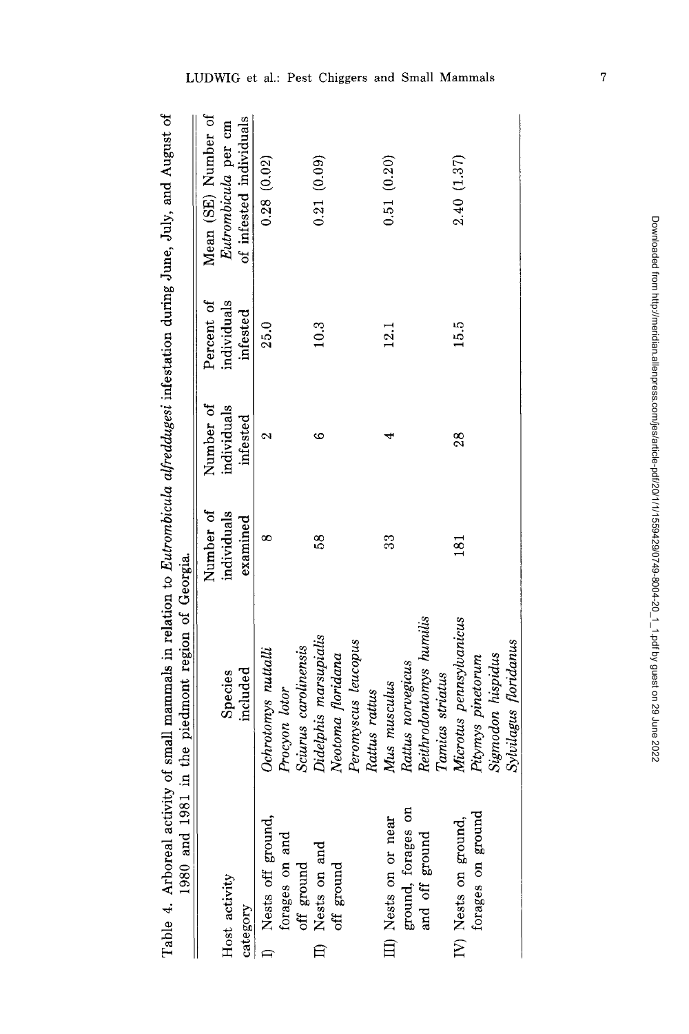Table 4. Arboreal activity of small mammals in relation to *Eutrombicula alfreddugesi* infestation during June, July, and August of 1980 and 1981 in the piedmont region of Georgia.

| Host activity category | Species included | Number of individuals examined | Number of individuals infested | Percent of individuals infested | Mean (SE) Number of *Eutrombicula* per cm of infested individuals |
|---|---|---|---|---|---|
| I) Nests off ground, forages on and off ground | *Ochrotomys nuttalli*<br>*Procyon lotor*<br>*Sciurus carolinensis* | 8 | 2 | 25.0 | 0.28 (0.02) |
| II) Nests on and off ground | *Didelphis marsupialis*<br>*Neotoma floridana*<br>*Peromyscus leucopus*<br>*Rattus rattus* | 58 | 6 | 10.3 | 0.21 (0.09) |
| III) Nests on or near ground, forages on and off ground | *Mus musculus*<br>*Rattus norvegicus*<br>*Reithrodontomys humilis*<br>*Tamias striatus* | 33 | 4 | 12.1 | 0.51 (0.20) |
| IV) Nests on ground, forages on ground | *Microtus pennsylvanicus*<br>*Pitymys pinetorum*<br>*Sigmodon hispidus*<br>*Sylvilagus floridanus* | 181 | 28 | 15.5 | 2.40 (1.37) |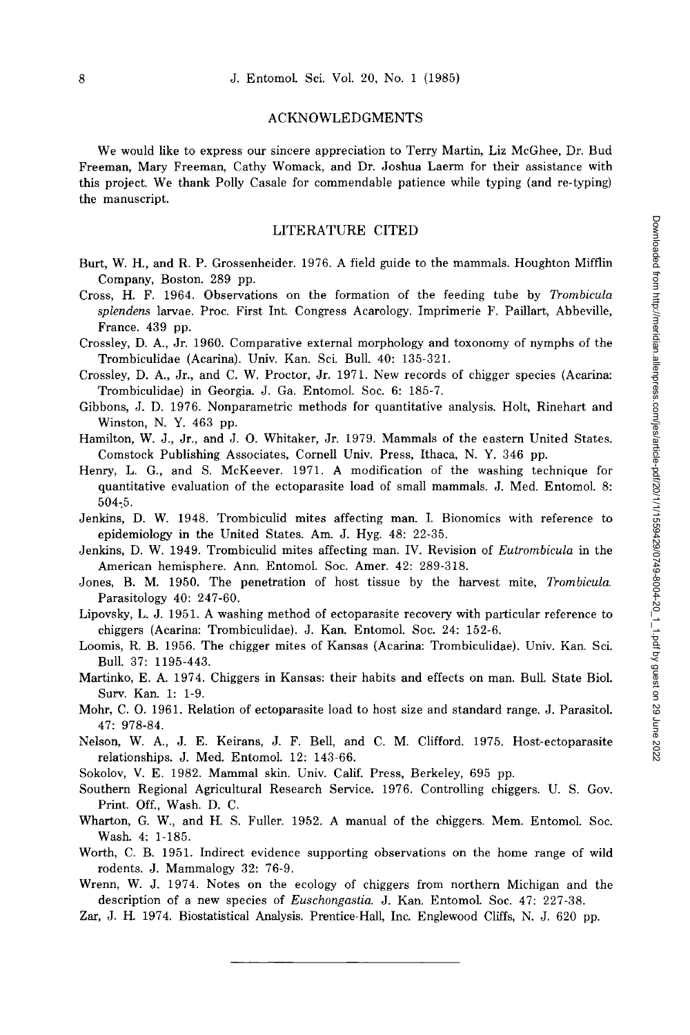## ACKNOWLEDGMENTS

We would like to express our sincere appreciation to Terry Martin, Liz McGhee, Dr. Bud Freeman, Mary Freeman, Cathy Womack, and Dr. Joshua Laerm for their assistance with this project. We thank Polly Casale for commendable patience while typing (and re-typing) the manuscript.

## LITERATURE CITED

Burt, W. H., and R. P. Grossenheider. 1976. A field guide to the mammals. Houghton Mifflin Company, Boston. 289 pp.

Cross, H. F. 1964. Observations on the formation of the feeding tube by *Trombicula splendens* larvae. Proc. First Int. Congress Acarology. Imprimerie F. Paillart, Abbeville, France. 439 pp.

Crossley, D. A., Jr. 1960. Comparative external morphology and toxonomy of nymphs of the Trombiculidae (Acarina). Univ. Kan. Sci. Bull. 40: 135-321.

Crossley, D. A., Jr., and C. W. Proctor, Jr. 1971. New records of chigger species (Acarina: Trombiculidae) in Georgia. J. Ga. Entomol. Soc. 6: 185-7.

Gibbons, J. D. 1976. Nonparametric methods for quantitative analysis. Holt, Rinehart and Winston, N. Y. 463 pp.

Hamilton, W. J., Jr., and J. O. Whitaker, Jr. 1979. Mammals of the eastern United States. Comstock Publishing Associates, Cornell Univ. Press, Ithaca, N. Y. 346 pp.

Henry, L. G., and S. McKeever. 1971. A modification of the washing technique for quantitative evaluation of the ectoparasite load of small mammals. J. Med. Entomol. 8: 504-5.

Jenkins, D. W. 1948. Trombiculid mites affecting man. I. Bionomics with reference to epidemiology in the United States. Am. J. Hyg. 48: 22-35.

Jenkins, D. W. 1949. Trombiculid mites affecting man. IV. Revision of *Eutrombicula* in the American hemisphere. Ann. Entomol. Soc. Amer. 42: 289-318.

Jones, B. M. 1950. The penetration of host tissue by the harvest mite, *Trombicula*. Parasitology 40: 247-60.

Lipovsky, L. J. 1951. A washing method of ectoparasite recovery with particular reference to chiggers (Acarina: Trombiculidae). J. Kan. Entomol. Soc. 24: 152-6.

Loomis, R. B. 1956. The chigger mites of Kansas (Acarina: Trombiculidae). Univ. Kan. Sci. Bull. 37: 1195-443.

Martinko, E. A. 1974. Chiggers in Kansas: their habits and effects on man. Bull. State Biol. Surv. Kan. 1: 1-9.

Mohr, C. O. 1961. Relation of ectoparasite load to host size and standard range. J. Parasitol. 47: 978-84.

Nelson, W. A., J. E. Keirans, J. F. Bell, and C. M. Clifford. 1975. Host-ectoparasite relationships. J. Med. Entomol. 12: 143-66.

Sokolov, V. E. 1982. Mammal skin. Univ. Calif. Press, Berkeley, 695 pp.

Southern Regional Agricultural Research Service. 1976. Controlling chiggers. U. S. Gov. Print. Off., Wash. D. C.

Wharton, G. W., and H. S. Fuller. 1952. A manual of the chiggers. Mem. Entomol. Soc. Wash. 4: 1-185.

Worth, C. B. 1951. Indirect evidence supporting observations on the home range of wild rodents. J. Mammalogy 32: 76-9.

Wrenn, W. J. 1974. Notes on the ecology of chiggers from northern Michigan and the description of a new species of *Euschongastia*. J. Kan. Entomol. Soc. 47: 227-38.

Zar, J. H. 1974. Biostatistical Analysis. Prentice-Hall, Inc. Englewood Cliffs, N. J. 620 pp.